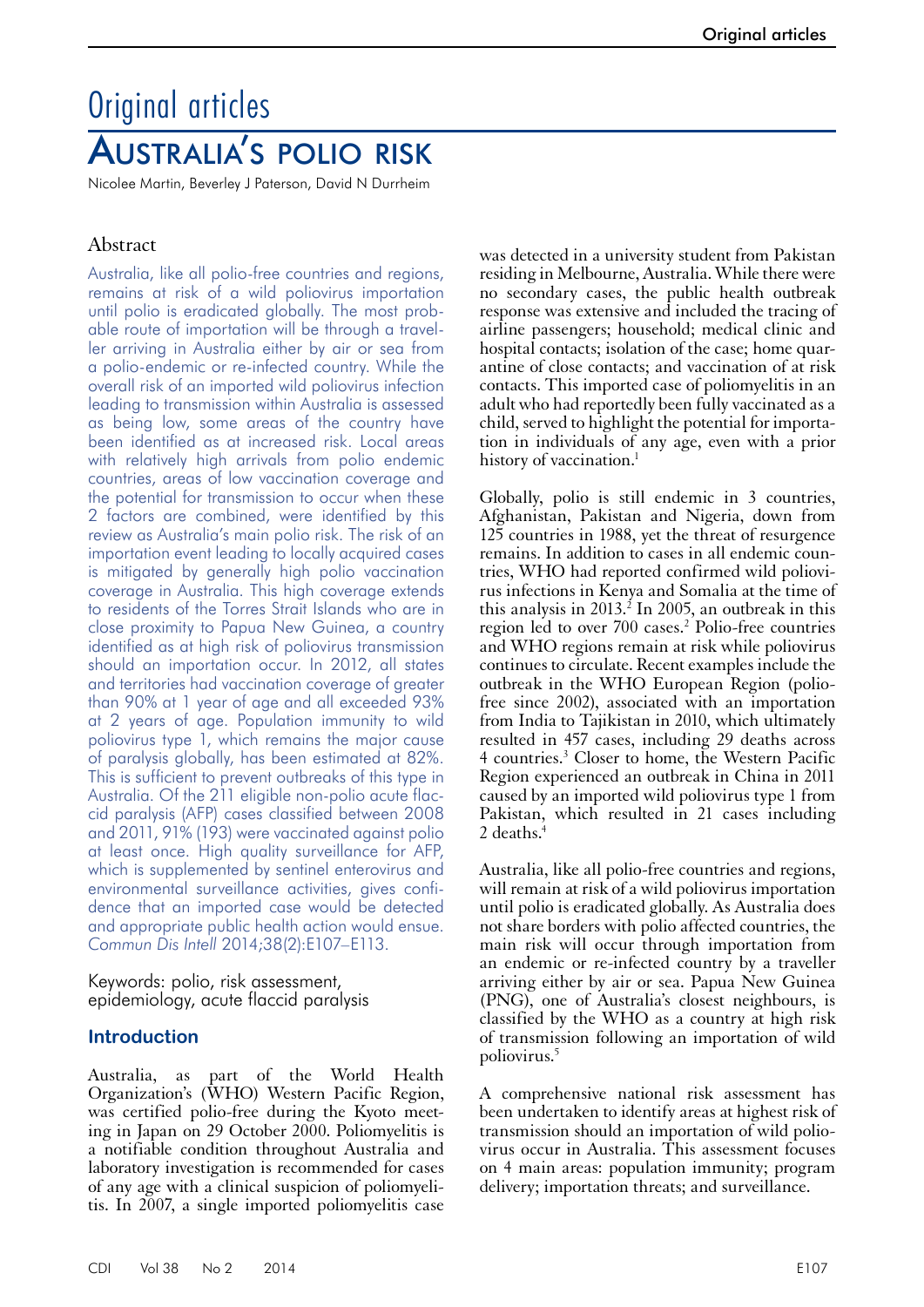# Original articles

## Australia's polio risk

Nicolee Martin, Beverley J Paterson, David N Durrheim

### Abstract

Australia, like all polio-free countries and regions, remains at risk of a wild poliovirus importation until polio is eradicated globally. The most probable route of importation will be through a traveller arriving in Australia either by air or sea from a polio-endemic or re-infected country. While the overall risk of an imported wild poliovirus infection leading to transmission within Australia is assessed as being low, some areas of the country have been identified as at increased risk. Local areas with relatively high arrivals from polio endemic countries, areas of low vaccination coverage and the potential for transmission to occur when these 2 factors are combined, were identified by this review as Australia's main polio risk. The risk of an importation event leading to locally acquired cases is mitigated by generally high polio vaccination coverage in Australia. This high coverage extends to residents of the Torres Strait Islands who are in close proximity to Papua New Guinea, a country identified as at high risk of poliovirus transmission should an importation occur. In 2012, all states and territories had vaccination coverage of greater than 90% at 1 year of age and all exceeded 93% at 2 years of age. Population immunity to wild poliovirus type 1, which remains the major cause of paralysis globally, has been estimated at 82%. This is sufficient to prevent outbreaks of this type in Australia. Of the 211 eligible non-polio acute flaccid paralysis (AFP) cases classified between 2008 and 2011, 91% (193) were vaccinated against polio at least once. High quality surveillance for AFP, which is supplemented by sentinel enterovirus and environmental surveillance activities, gives confidence that an imported case would be detected and appropriate public health action would ensue. *Commun Dis Intell* 2014;38(2):E107–E113.

Keywords: polio, risk assessment, epidemiology, acute flaccid paralysis

### Introduction

Australia, as part of the World Health Organization's (WHO) Western Pacific Region, was certified polio-free during the Kyoto meeting in Japan on 29 October 2000. Poliomyelitis is a notifiable condition throughout Australia and laboratory investigation is recommended for cases of any age with a clinical suspicion of poliomyelitis. In 2007, a single imported poliomyelitis case was detected in a university student from Pakistan residing in Melbourne, Australia. While there were no secondary cases, the public health outbreak response was extensive and included the tracing of airline passengers; household; medical clinic and hospital contacts; isolation of the case; home quarantine of close contacts; and vaccination of at risk contacts. This imported case of poliomyelitis in an adult who had reportedly been fully vaccinated as a child, served to highlight the potential for importation in individuals of any age, even with a prior history of vaccination.[1]

Globally, polio is still endemic in 3 countries, Afghanistan, Pakistan and Nigeria, down from 125 countries in 1988, yet the threat of resurgence remains. In addition to cases in all endemic countries, WHO had reported confirmed wild poliovirus infections in Kenya and Somalia at the time of this analysis in 2013.[2] In 2005, an outbreak in this region led to over 700 cases.[2] Polio-free countries and WHO regions remain at risk while poliovirus continues to circulate. Recent examples include the outbreak in the WHO European Region (polio-free since 2002), associated with an importation from India to Tajikistan in 2010, which ultimately resulted in 457 cases, including 29 deaths across 4 countries.[3] Closer to home, the Western Pacific Region experienced an outbreak in China in 2011 caused by an imported wild poliovirus type 1 from Pakistan, which resulted in 21 cases including 2 deaths.[4]

Australia, like all polio-free countries and regions, will remain at risk of a wild poliovirus importation until polio is eradicated globally. As Australia does not share borders with polio affected countries, the main risk will occur through importation from an endemic or re-infected country by a traveller arriving either by air or sea. Papua New Guinea (PNG), one of Australia's closest neighbours, is classified by the WHO as a country at high risk of transmission following an importation of wild poliovirus.[5]

A comprehensive national risk assessment has been undertaken to identify areas at highest risk of transmission should an importation of wild poliovirus occur in Australia. This assessment focuses on 4 main areas: population immunity; program delivery; importation threats; and surveillance.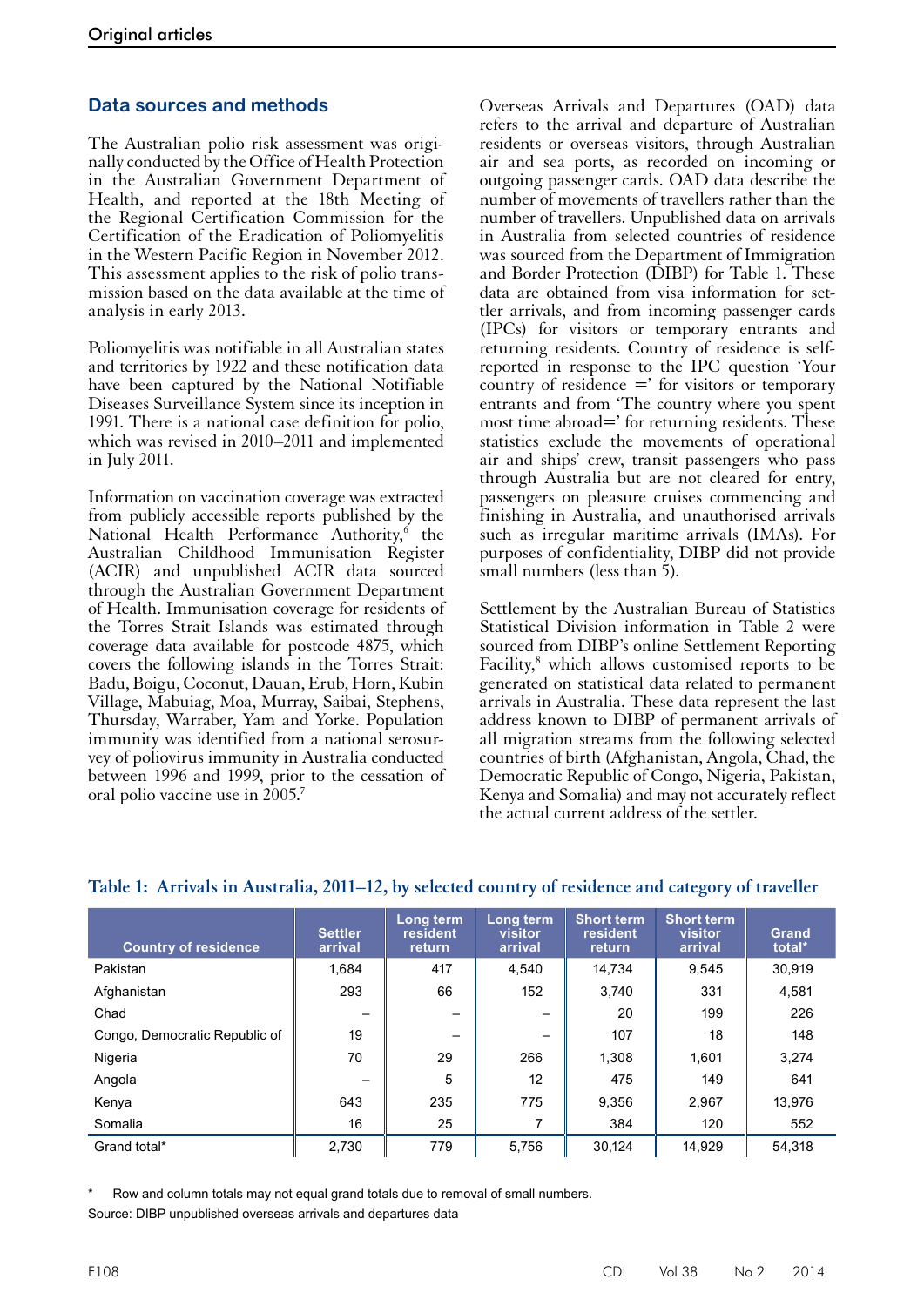## Data sources and methods

The Australian polio risk assessment was originally conducted by the Office of Health Protection in the Australian Government Department of Health, and reported at the 18th Meeting of the Regional Certification Commission for the Certification of the Eradication of Poliomyelitis in the Western Pacific Region in November 2012. This assessment applies to the risk of polio transmission based on the data available at the time of analysis in early 2013.

Poliomyelitis was notifiable in all Australian states and territories by 1922 and these notification data have been captured by the National Notifiable Diseases Surveillance System since its inception in 1991. There is a national case definition for polio, which was revised in 2010–2011 and implemented in July 2011.

Information on vaccination coverage was extracted from publicly accessible reports published by the National Health Performance Authority,[6] the Australian Childhood Immunisation Register (ACIR) and unpublished ACIR data sourced through the Australian Government Department of Health. Immunisation coverage for residents of the Torres Strait Islands was estimated through coverage data available for postcode 4875, which covers the following islands in the Torres Strait: Badu, Boigu, Coconut, Dauan, Erub, Horn, Kubin Village, Mabuiag, Moa, Murray, Saibai, Stephens, Thursday, Warraber, Yam and Yorke. Population immunity was identified from a national serosurvey of poliovirus immunity in Australia conducted between 1996 and 1999, prior to the cessation of oral polio vaccine use in 2005.[7]

Overseas Arrivals and Departures (OAD) data refers to the arrival and departure of Australian residents or overseas visitors, through Australian air and sea ports, as recorded on incoming or outgoing passenger cards. OAD data describe the number of movements of travellers rather than the number of travellers. Unpublished data on arrivals in Australia from selected countries of residence was sourced from the Department of Immigration and Border Protection (DIBP) for Table 1. These data are obtained from visa information for settler arrivals, and from incoming passenger cards (IPCs) for visitors or temporary entrants and returning residents. Country of residence is self-reported in response to the IPC question 'Your country of residence =' for visitors or temporary entrants and from 'The country where you spent most time abroad=' for returning residents. These statistics exclude the movements of operational air and ships' crew, transit passengers who pass through Australia but are not cleared for entry, passengers on pleasure cruises commencing and finishing in Australia, and unauthorised arrivals such as irregular maritime arrivals (IMAs). For purposes of confidentiality, DIBP did not provide small numbers (less than 5).

Settlement by the Australian Bureau of Statistics Statistical Division information in Table 2 were sourced from DIBP's online Settlement Reporting Facility,[8] which allows customised reports to be generated on statistical data related to permanent arrivals in Australia. These data represent the last address known to DIBP of permanent arrivals of all migration streams from the following selected countries of birth (Afghanistan, Angola, Chad, the Democratic Republic of Congo, Nigeria, Pakistan, Kenya and Somalia) and may not accurately reflect the actual current address of the settler.

**Table 1: Arrivals in Australia, 2011–12, by selected country of residence and category of traveller**

| Country of residence | Settler arrival | Long term resident return | Long term visitor arrival | Short term resident return | Short term visitor arrival | Grand total* |
|---|---|---|---|---|---|---|
| Pakistan | 1,684 | 417 | 4,540 | 14,734 | 9,545 | 30,919 |
| Afghanistan | 293 | 66 | 152 | 3,740 | 331 | 4,581 |
| Chad | – | – | – | 20 | 199 | 226 |
| Congo, Democratic Republic of | 19 | – | – | 107 | 18 | 148 |
| Nigeria | 70 | 29 | 266 | 1,308 | 1,601 | 3,274 |
| Angola | – | 5 | 12 | 475 | 149 | 641 |
| Kenya | 643 | 235 | 775 | 9,356 | 2,967 | 13,976 |
| Somalia | 16 | 25 | 7 | 384 | 120 | 552 |
| Grand total* | 2,730 | 779 | 5,756 | 30,124 | 14,929 | 54,318 |

\* Row and column totals may not equal grand totals due to removal of small numbers.

Source: DIBP unpublished overseas arrivals and departures data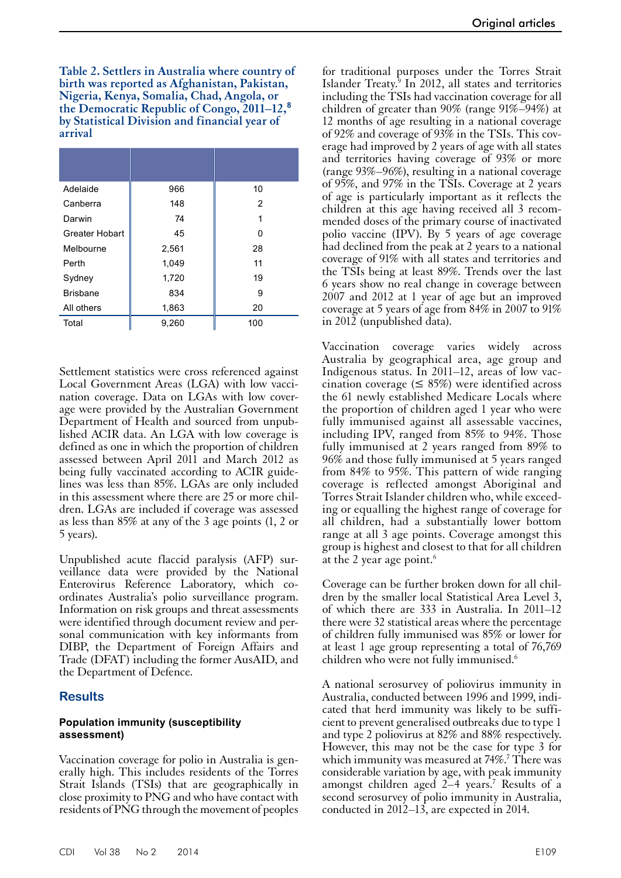**Table 2. Settlers in Australia where country of birth was reported as Afghanistan, Pakistan, Nigeria, Kenya, Somalia, Chad, Angola, or the Democratic Republic of Congo, 2011–12,[8] by Statistical Division and financial year of arrival**

| | | |
|---|---|---|
| Adelaide | 966 | 10 |
| Canberra | 148 | 2 |
| Darwin | 74 | 1 |
| Greater Hobart | 45 | 0 |
| Melbourne | 2,561 | 28 |
| Perth | 1,049 | 11 |
| Sydney | 1,720 | 19 |
| Brisbane | 834 | 9 |
| All others | 1,863 | 20 |
| Total | 9,260 | 100 |

Settlement statistics were cross referenced against Local Government Areas (LGA) with low vaccination coverage. Data on LGAs with low coverage were provided by the Australian Government Department of Health and sourced from unpublished ACIR data. An LGA with low coverage is defined as one in which the proportion of children assessed between April 2011 and March 2012 as being fully vaccinated according to ACIR guidelines was less than 85%. LGAs are only included in this assessment where there are 25 or more children. LGAs are included if coverage was assessed as less than 85% at any of the 3 age points (1, 2 or 5 years).

Unpublished acute flaccid paralysis (AFP) surveillance data were provided by the National Enterovirus Reference Laboratory, which coordinates Australia's polio surveillance program. Information on risk groups and threat assessments were identified through document review and personal communication with key informants from DIBP, the Department of Foreign Affairs and Trade (DFAT) including the former AusAID, and the Department of Defence.

## Results

### Population immunity (susceptibility assessment)

Vaccination coverage for polio in Australia is generally high. This includes residents of the Torres Strait Islands (TSIs) that are geographically in close proximity to PNG and who have contact with residents of PNG through the movement of peoples for traditional purposes under the Torres Strait Islander Treaty.[9] In 2012, all states and territories including the TSIs had vaccination coverage for all children of greater than 90% (range 91%–94%) at 12 months of age resulting in a national coverage of 92% and coverage of 93% in the TSIs. This coverage had improved by 2 years of age with all states and territories having coverage of 93% or more (range 93%–96%), resulting in a national coverage of 95%, and 97% in the TSIs. Coverage at 2 years of age is particularly important as it reflects the children at this age having received all 3 recommended doses of the primary course of inactivated polio vaccine (IPV). By 5 years of age coverage had declined from the peak at 2 years to a national coverage of 91% with all states and territories and the TSIs being at least 89%. Trends over the last 6 years show no real change in coverage between 2007 and 2012 at 1 year of age but an improved coverage at 5 years of age from 84% in 2007 to 91% in 2012 (unpublished data).

Vaccination coverage varies widely across Australia by geographical area, age group and Indigenous status. In 2011–12, areas of low vaccination coverage (≤ 85%) were identified across the 61 newly established Medicare Locals where the proportion of children aged 1 year who were fully immunised against all assessable vaccines, including IPV, ranged from 85% to 94%. Those fully immunised at 2 years ranged from 89% to 96% and those fully immunised at 5 years ranged from 84% to 95%. This pattern of wide ranging coverage is reflected amongst Aboriginal and Torres Strait Islander children who, while exceeding or equalling the highest range of coverage for all children, had a substantially lower bottom range at all 3 age points. Coverage amongst this group is highest and closest to that for all children at the 2 year age point.[6]

Coverage can be further broken down for all children by the smaller local Statistical Area Level 3, of which there are 333 in Australia. In 2011–12 there were 32 statistical areas where the percentage of children fully immunised was 85% or lower for at least 1 age group representing a total of 76,769 children who were not fully immunised.[6]

A national serosurvey of poliovirus immunity in Australia, conducted between 1996 and 1999, indicated that herd immunity was likely to be sufficient to prevent generalised outbreaks due to type 1 and type 2 poliovirus at 82% and 88% respectively. However, this may not be the case for type 3 for which immunity was measured at 74%.[7] There was considerable variation by age, with peak immunity amongst children aged 2–4 years.[7] Results of a second serosurvey of polio immunity in Australia, conducted in 2012–13, are expected in 2014.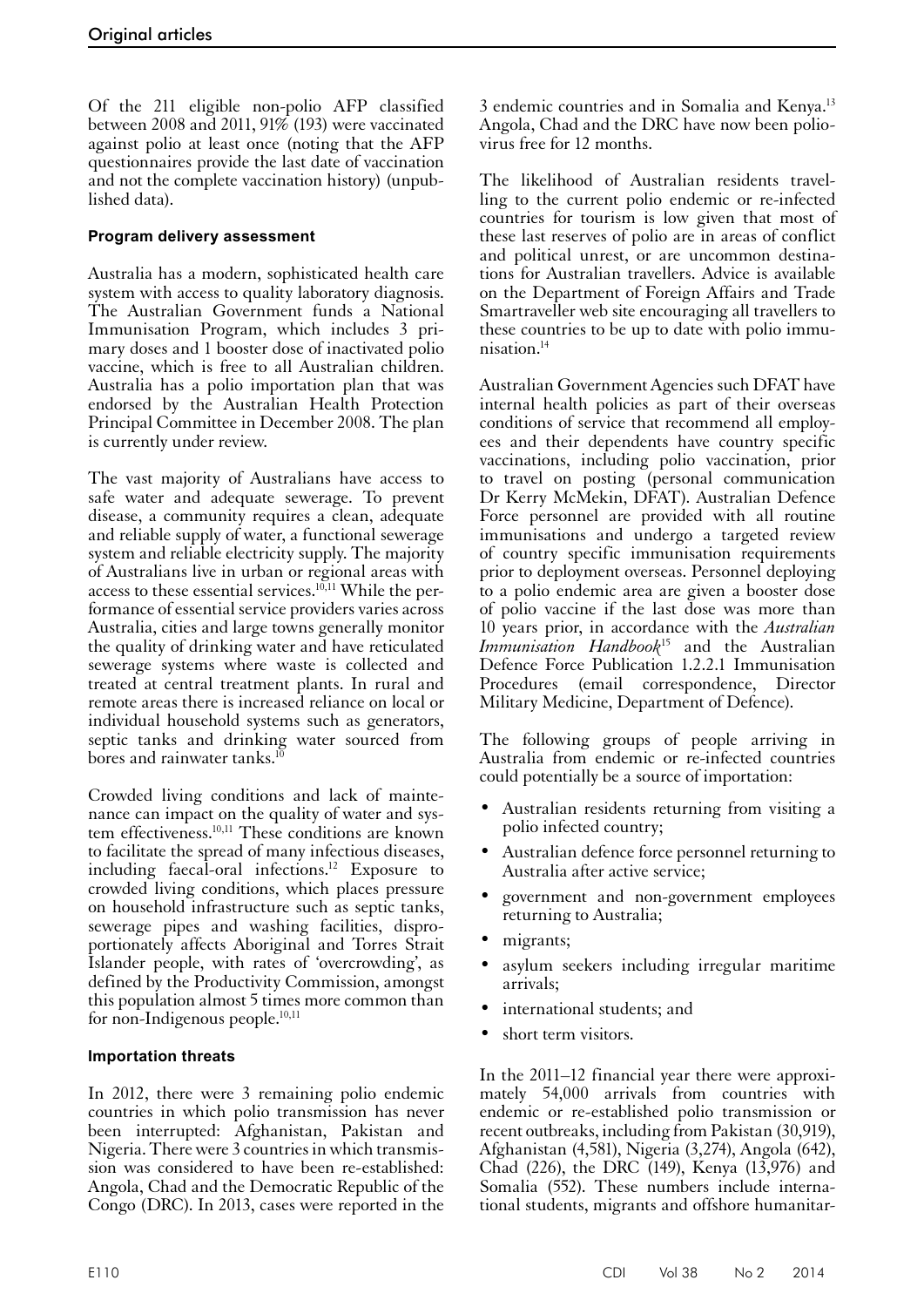Of the 211 eligible non-polio AFP classified between 2008 and 2011, 91% (193) were vaccinated against polio at least once (noting that the AFP questionnaires provide the last date of vaccination and not the complete vaccination history) (unpublished data).

### Program delivery assessment

Australia has a modern, sophisticated health care system with access to quality laboratory diagnosis. The Australian Government funds a National Immunisation Program, which includes 3 primary doses and 1 booster dose of inactivated polio vaccine, which is free to all Australian children. Australia has a polio importation plan that was endorsed by the Australian Health Protection Principal Committee in December 2008. The plan is currently under review.

The vast majority of Australians have access to safe water and adequate sewerage. To prevent disease, a community requires a clean, adequate and reliable supply of water, a functional sewerage system and reliable electricity supply. The majority of Australians live in urban or regional areas with access to these essential services.[10,11] While the performance of essential service providers varies across Australia, cities and large towns generally monitor the quality of drinking water and have reticulated sewerage systems where waste is collected and treated at central treatment plants. In rural and remote areas there is increased reliance on local or individual household systems such as generators, septic tanks and drinking water sourced from bores and rainwater tanks.[10]

Crowded living conditions and lack of maintenance can impact on the quality of water and system effectiveness.[10,11] These conditions are known to facilitate the spread of many infectious diseases, including faecal-oral infections.[12] Exposure to crowded living conditions, which places pressure on household infrastructure such as septic tanks, sewerage pipes and washing facilities, disproportionately affects Aboriginal and Torres Strait Islander people, with rates of 'overcrowding', as defined by the Productivity Commission, amongst this population almost 5 times more common than for non-Indigenous people.[10,11]

### Importation threats

In 2012, there were 3 remaining polio endemic countries in which polio transmission has never been interrupted: Afghanistan, Pakistan and Nigeria. There were 3 countries in which transmission was considered to have been re-established: Angola, Chad and the Democratic Republic of the Congo (DRC). In 2013, cases were reported in the 3 endemic countries and in Somalia and Kenya.[13] Angola, Chad and the DRC have now been poliovirus free for 12 months.

The likelihood of Australian residents travelling to the current polio endemic or re-infected countries for tourism is low given that most of these last reserves of polio are in areas of conflict and political unrest, or are uncommon destinations for Australian travellers. Advice is available on the Department of Foreign Affairs and Trade Smartraveller web site encouraging all travellers to these countries to be up to date with polio immunisation.[14]

Australian Government Agencies such DFAT have internal health policies as part of their overseas conditions of service that recommend all employees and their dependents have country specific vaccinations, including polio vaccination, prior to travel on posting (personal communication Dr Kerry McMekin, DFAT). Australian Defence Force personnel are provided with all routine immunisations and undergo a targeted review of country specific immunisation requirements prior to deployment overseas. Personnel deploying to a polio endemic area are given a booster dose of polio vaccine if the last dose was more than 10 years prior, in accordance with the *Australian Immunisation Handbook*[15] and the Australian Defence Force Publication 1.2.2.1 Immunisation Procedures (email correspondence, Director Military Medicine, Department of Defence).

The following groups of people arriving in Australia from endemic or re-infected countries could potentially be a source of importation:

- Australian residents returning from visiting a polio infected country;
- Australian defence force personnel returning to Australia after active service;
- government and non-government employees returning to Australia;
- migrants;
- asylum seekers including irregular maritime arrivals;
- international students; and
- short term visitors.

In the 2011–12 financial year there were approximately 54,000 arrivals from countries with endemic or re-established polio transmission or recent outbreaks, including from Pakistan (30,919), Afghanistan (4,581), Nigeria (3,274), Angola (642), Chad (226), the DRC (149), Kenya (13,976) and Somalia (552). These numbers include international students, migrants and offshore humanitar-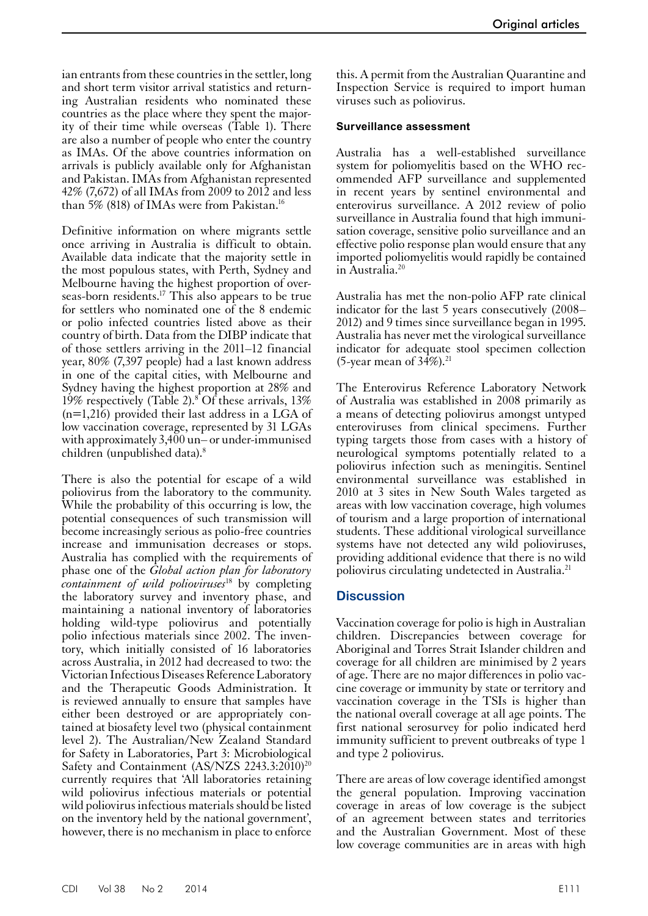ian entrants from these countries in the settler, long and short term visitor arrival statistics and returning Australian residents who nominated these countries as the place where they spent the majority of their time while overseas (Table 1). There are also a number of people who enter the country as IMAs. Of the above countries information on arrivals is publicly available only for Afghanistan and Pakistan. IMAs from Afghanistan represented 42% (7,672) of all IMAs from 2009 to 2012 and less than 5% (818) of IMAs were from Pakistan.[16]

Definitive information on where migrants settle once arriving in Australia is difficult to obtain. Available data indicate that the majority settle in the most populous states, with Perth, Sydney and Melbourne having the highest proportion of overseas-born residents.[17] This also appears to be true for settlers who nominated one of the 8 endemic or polio infected countries listed above as their country of birth. Data from the DIBP indicate that of those settlers arriving in the 2011–12 financial year, 80% (7,397 people) had a last known address in one of the capital cities, with Melbourne and Sydney having the highest proportion at 28% and 19% respectively (Table 2).[8] Of these arrivals, 13% (n=1,216) provided their last address in a LGA of low vaccination coverage, represented by 31 LGAs with approximately 3,400 un– or under-immunised children (unpublished data).[8]

There is also the potential for escape of a wild poliovirus from the laboratory to the community. While the probability of this occurring is low, the potential consequences of such transmission will become increasingly serious as polio-free countries increase and immunisation decreases or stops. Australia has complied with the requirements of phase one of the *Global action plan for laboratory containment of wild polioviruses*[18] by completing the laboratory survey and inventory phase, and maintaining a national inventory of laboratories holding wild-type poliovirus and potentially polio infectious materials since 2002. The inventory, which initially consisted of 16 laboratories across Australia, in 2012 had decreased to two: the Victorian Infectious Diseases Reference Laboratory and the Therapeutic Goods Administration. It is reviewed annually to ensure that samples have either been destroyed or are appropriately contained at biosafety level two (physical containment level 2). The Australian/New Zealand Standard for Safety in Laboratories, Part 3: Microbiological Safety and Containment (AS/NZS 2243.3:2010)[20] currently requires that 'All laboratories retaining wild poliovirus infectious materials or potential wild poliovirus infectious materials should be listed on the inventory held by the national government', however, there is no mechanism in place to enforce this. A permit from the Australian Quarantine and Inspection Service is required to import human viruses such as poliovirus.

#### Surveillance assessment

Australia has a well-established surveillance system for poliomyelitis based on the WHO recommended AFP surveillance and supplemented in recent years by sentinel environmental and enterovirus surveillance. A 2012 review of polio surveillance in Australia found that high immunisation coverage, sensitive polio surveillance and an effective polio response plan would ensure that any imported poliomyelitis would rapidly be contained in Australia.[20]

Australia has met the non-polio AFP rate clinical indicator for the last 5 years consecutively (2008–2012) and 9 times since surveillance began in 1995. Australia has never met the virological surveillance indicator for adequate stool specimen collection (5-year mean of 34%).[21]

The Enterovirus Reference Laboratory Network of Australia was established in 2008 primarily as a means of detecting poliovirus amongst untyped enteroviruses from clinical specimens. Further typing targets those from cases with a history of neurological symptoms potentially related to a poliovirus infection such as meningitis. Sentinel environmental surveillance was established in 2010 at 3 sites in New South Wales targeted as areas with low vaccination coverage, high volumes of tourism and a large proportion of international students. These additional virological surveillance systems have not detected any wild polioviruses, providing additional evidence that there is no wild poliovirus circulating undetected in Australia.[21]

## Discussion

Vaccination coverage for polio is high in Australian children. Discrepancies between coverage for Aboriginal and Torres Strait Islander children and coverage for all children are minimised by 2 years of age. There are no major differences in polio vaccine coverage or immunity by state or territory and vaccination coverage in the TSIs is higher than the national overall coverage at all age points. The first national serosurvey for polio indicated herd immunity sufficient to prevent outbreaks of type 1 and type 2 poliovirus.

There are areas of low coverage identified amongst the general population. Improving vaccination coverage in areas of low coverage is the subject of an agreement between states and territories and the Australian Government. Most of these low coverage communities are in areas with high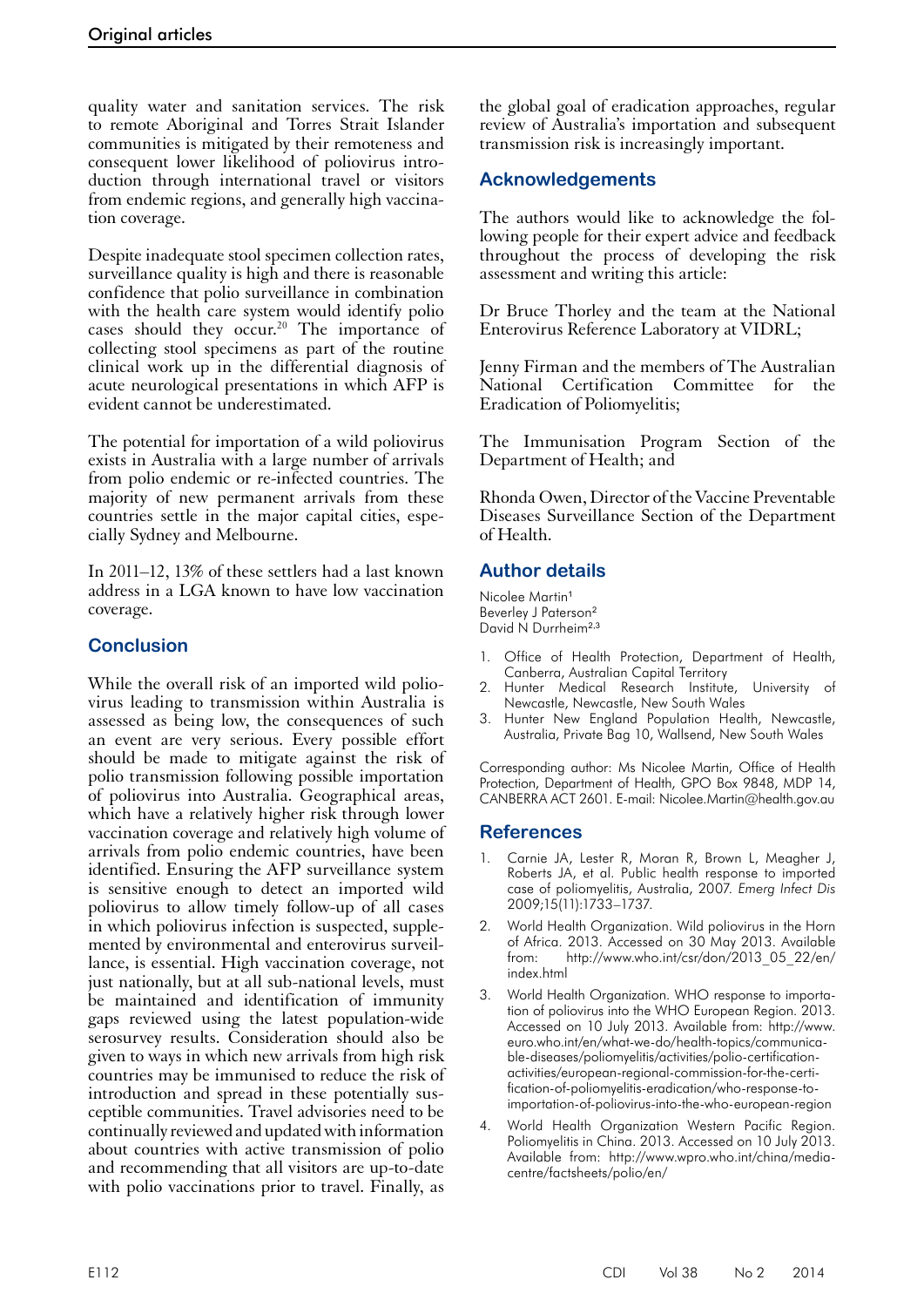quality water and sanitation services. The risk to remote Aboriginal and Torres Strait Islander communities is mitigated by their remoteness and consequent lower likelihood of poliovirus introduction through international travel or visitors from endemic regions, and generally high vaccination coverage.

Despite inadequate stool specimen collection rates, surveillance quality is high and there is reasonable confidence that polio surveillance in combination with the health care system would identify polio cases should they occur.[20] The importance of collecting stool specimens as part of the routine clinical work up in the differential diagnosis of acute neurological presentations in which AFP is evident cannot be underestimated.

The potential for importation of a wild poliovirus exists in Australia with a large number of arrivals from polio endemic or re-infected countries. The majority of new permanent arrivals from these countries settle in the major capital cities, especially Sydney and Melbourne.

In 2011–12, 13% of these settlers had a last known address in a LGA known to have low vaccination coverage.

## Conclusion

While the overall risk of an imported wild poliovirus leading to transmission within Australia is assessed as being low, the consequences of such an event are very serious. Every possible effort should be made to mitigate against the risk of polio transmission following possible importation of poliovirus into Australia. Geographical areas, which have a relatively higher risk through lower vaccination coverage and relatively high volume of arrivals from polio endemic countries, have been identified. Ensuring the AFP surveillance system is sensitive enough to detect an imported wild poliovirus to allow timely follow-up of all cases in which poliovirus infection is suspected, supplemented by environmental and enterovirus surveillance, is essential. High vaccination coverage, not just nationally, but at all sub-national levels, must be maintained and identification of immunity gaps reviewed using the latest population-wide serosurvey results. Consideration should also be given to ways in which new arrivals from high risk countries may be immunised to reduce the risk of introduction and spread in these potentially susceptible communities. Travel advisories need to be continually reviewed and updated with information about countries with active transmission of polio and recommending that all visitors are up-to-date with polio vaccinations prior to travel. Finally, as the global goal of eradication approaches, regular review of Australia's importation and subsequent transmission risk is increasingly important.

## Acknowledgements

The authors would like to acknowledge the following people for their expert advice and feedback throughout the process of developing the risk assessment and writing this article:

Dr Bruce Thorley and the team at the National Enterovirus Reference Laboratory at VIDRL;

Jenny Firman and the members of The Australian National Certification Committee for the Eradication of Poliomyelitis;

The Immunisation Program Section of the Department of Health; and

Rhonda Owen, Director of the Vaccine Preventable Diseases Surveillance Section of the Department of Health.

## Author details

Nicolee Martin[1]
Beverley J Paterson[2]
David N Durrheim[2,3]

1. Office of Health Protection, Department of Health, Canberra, Australian Capital Territory
2. Hunter Medical Research Institute, University of Newcastle, Newcastle, New South Wales
3. Hunter New England Population Health, Newcastle, Australia, Private Bag 10, Wallsend, New South Wales

Corresponding author: Ms Nicolee Martin, Office of Health Protection, Department of Health, GPO Box 9848, MDP 14, CANBERRA ACT 2601. E-mail: Nicolee.Martin@health.gov.au

## References

1. Carnie JA, Lester R, Moran R, Brown L, Meagher J, Roberts JA, et al. Public health response to imported case of poliomyelitis, Australia, 2007. *Emerg Infect Dis* 2009;15(11):1733–1737.
2. World Health Organization. Wild poliovirus in the Horn of Africa. 2013. Accessed on 30 May 2013. Available from: http://www.who.int/csr/don/2013_05_22/en/index.html
3. World Health Organization. WHO response to importation of poliovirus into the WHO European Region. 2013. Accessed on 10 July 2013. Available from: http://www.euro.who.int/en/what-we-do/health-topics/communicable-diseases/poliomyelitis/activities/polio-certification-activities/european-regional-commission-for-the-certification-of-poliomyelitis-eradication/who-response-to-importation-of-poliovirus-into-the-who-european-region
4. World Health Organization Western Pacific Region. Poliomyelitis in China. 2013. Accessed on 10 July 2013. Available from: http://www.wpro.who.int/china/mediacentre/factsheets/polio/en/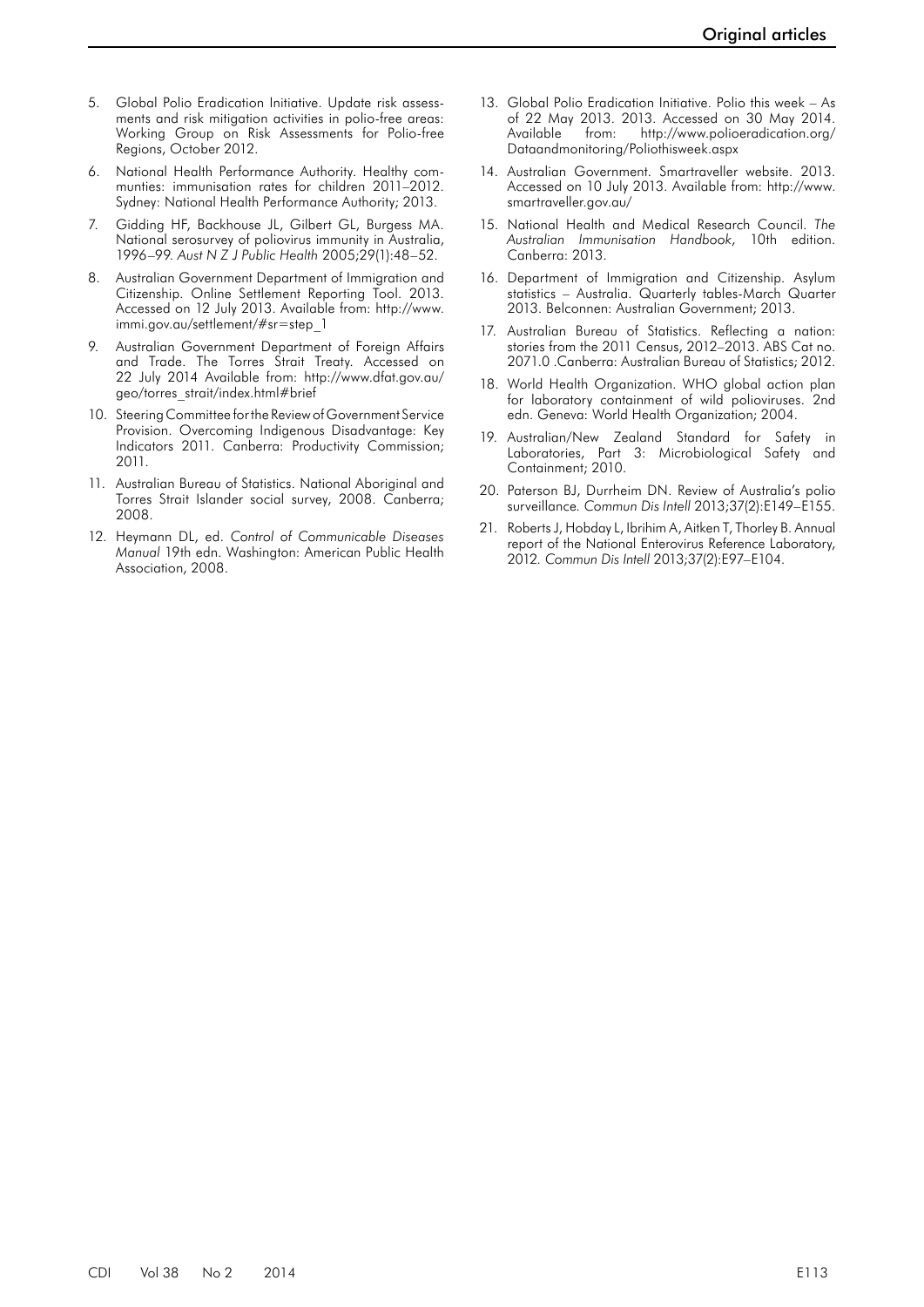5. Global Polio Eradication Initiative. Update risk assessments and risk mitigation activities in polio-free areas: Working Group on Risk Assessments for Polio-free Regions, October 2012.
6. National Health Performance Authority. Healthy communties: immunisation rates for children 2011–2012. Sydney: National Health Performance Authority; 2013.
7. Gidding HF, Backhouse JL, Gilbert GL, Burgess MA. National serosurvey of poliovirus immunity in Australia, 1996–99. *Aust N Z J Public Health* 2005;29(1):48–52.
8. Australian Government Department of Immigration and Citizenship. Online Settlement Reporting Tool. 2013. Accessed on 12 July 2013. Available from: http://www.immi.gov.au/settlement/#sr=step_1
9. Australian Government Department of Foreign Affairs and Trade. The Torres Strait Treaty. Accessed on 22 July 2014 Available from: http://www.dfat.gov.au/geo/torres_strait/index.html#brief
10. Steering Committee for the Review of Government Service Provision. Overcoming Indigenous Disadvantage: Key Indicators 2011. Canberra: Productivity Commission; 2011.
11. Australian Bureau of Statistics. National Aboriginal and Torres Strait Islander social survey, 2008. Canberra; 2008.
12. Heymann DL, ed. *Control of Communicable Diseases Manual* 19th edn. Washington: American Public Health Association, 2008.
13. Global Polio Eradication Initiative. Polio this week – As of 22 May 2013. 2013. Accessed on 30 May 2014. Available from: http://www.polioeradication.org/Dataandmonitoring/Poliothisweek.aspx
14. Australian Government. Smartraveller website. 2013. Accessed on 10 July 2013. Available from: http://www.smartraveller.gov.au/
15. National Health and Medical Research Council. *The Australian Immunisation Handbook*, 10th edition. Canberra: 2013.
16. Department of Immigration and Citizenship. Asylum statistics – Australia. Quarterly tables-March Quarter 2013. Belconnen: Australian Government; 2013.
17. Australian Bureau of Statistics. Reflecting a nation: stories from the 2011 Census, 2012–2013. ABS Cat no. 2071.0 .Canberra: Australian Bureau of Statistics; 2012.
18. World Health Organization. WHO global action plan for laboratory containment of wild polioviruses. 2nd edn. Geneva: World Health Organization; 2004.
19. Australian/New Zealand Standard for Safety in Laboratories, Part 3: Microbiological Safety and Containment; 2010.
20. Paterson BJ, Durrheim DN. Review of Australia's polio surveillance. *Commun Dis Intell* 2013;37(2):E149–E155.
21. Roberts J, Hobday L, Ibrihim A, Aitken T, Thorley B. Annual report of the National Enterovirus Reference Laboratory, 2012. *Commun Dis Intell* 2013;37(2):E97–E104.